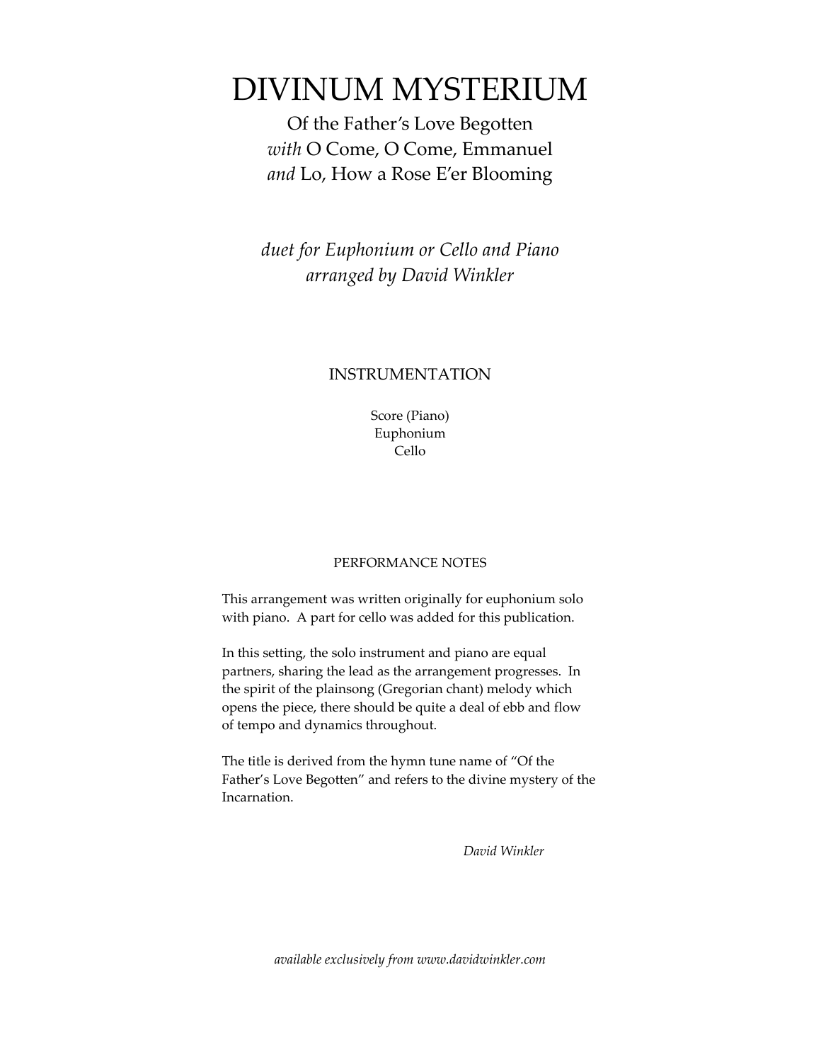# DIVINUM MYSTERIUM

Of the Father's Love Begotten
*with* O Come, O Come, Emmanuel
*and* Lo, How a Rose E'er Blooming

*duet for Euphonium or Cello and Piano*
*arranged by David Winkler*

## INSTRUMENTATION

Score (Piano)
Euphonium
Cello

### PERFORMANCE NOTES

This arrangement was written originally for euphonium solo with piano. A part for cello was added for this publication.

In this setting, the solo instrument and piano are equal partners, sharing the lead as the arrangement progresses. In the spirit of the plainsong (Gregorian chant) melody which opens the piece, there should be quite a deal of ebb and flow of tempo and dynamics throughout.

The title is derived from the hymn tune name of "Of the Father's Love Begotten" and refers to the divine mystery of the Incarnation.

*David Winkler*

*available exclusively from www.davidwinkler.com*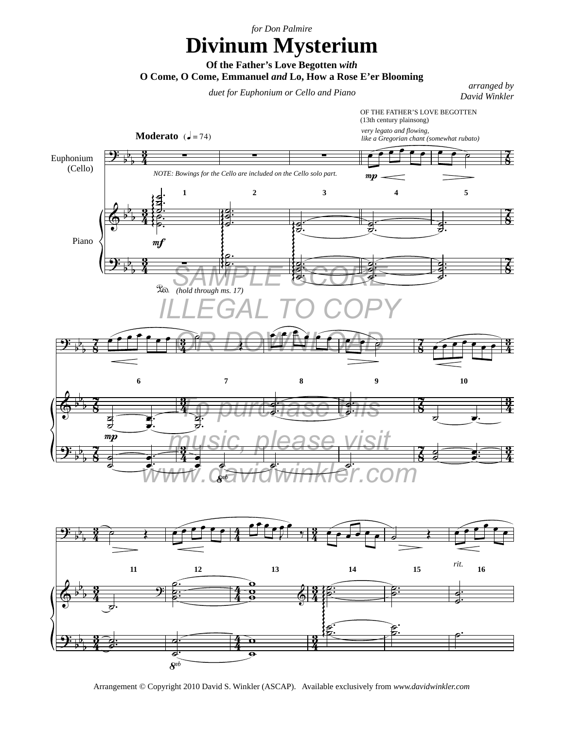*for Don Palmire*

# Divinum Mysterium

**Of the Father's Love Begotten *with***
**O Come, O Come, Emmanuel *and* Lo, How a Rose E'er Blooming**

*duet for Euphonium or Cello and Piano*

*arranged by*
*David Winkler*

OF THE FATHER'S LOVE BEGOTTEN
(13th century plainsong)

**Moderato** (♩ = 74)

*very legato and flowing, like a Gregorian chant (somewhat rubato)*

Euphonium (Cello)

Piano

NOTE: Bowings for the Cello are included on the Cello solo part.

*(hold through ms. 17)*

SAMPLE SCORE ILLEGAL TO COPY OR DOWNLOAD

To purchase this music, please visit www.davidwinkler.com

Arrangement © Copyright 2010 David S. Winkler (ASCAP). Available exclusively from *www.davidwinkler.com*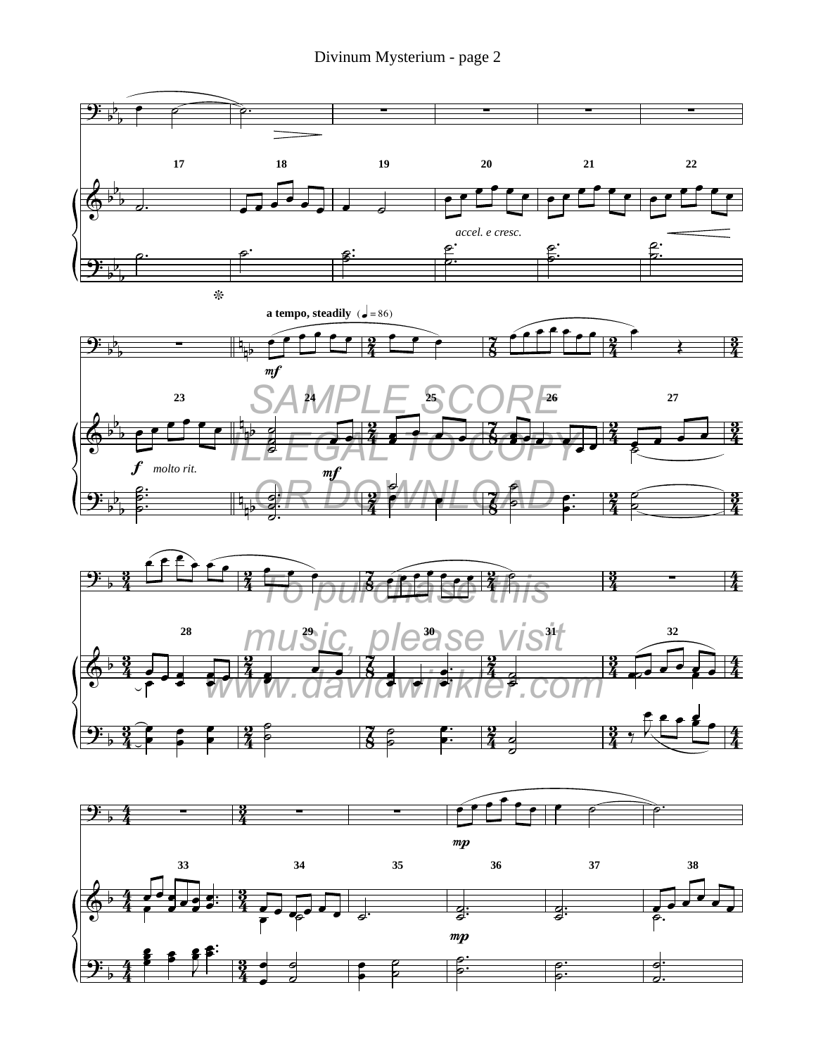Divinum Mysterium - page 2

17 18 19 20 21 22

*accel. e cresc.*

a tempo, steadily (♩ = 86)

*mf*

23 24 25 26 27

**f** *molto rit.*

*mf*

SAMPLE SCORE ILLEGAL TO COPY OR DOWNLOAD

To purchase this music, please visit www.davidwinkler.com

28 29 30 31 32

*mp*

33 34 35 36 37 38

*mp*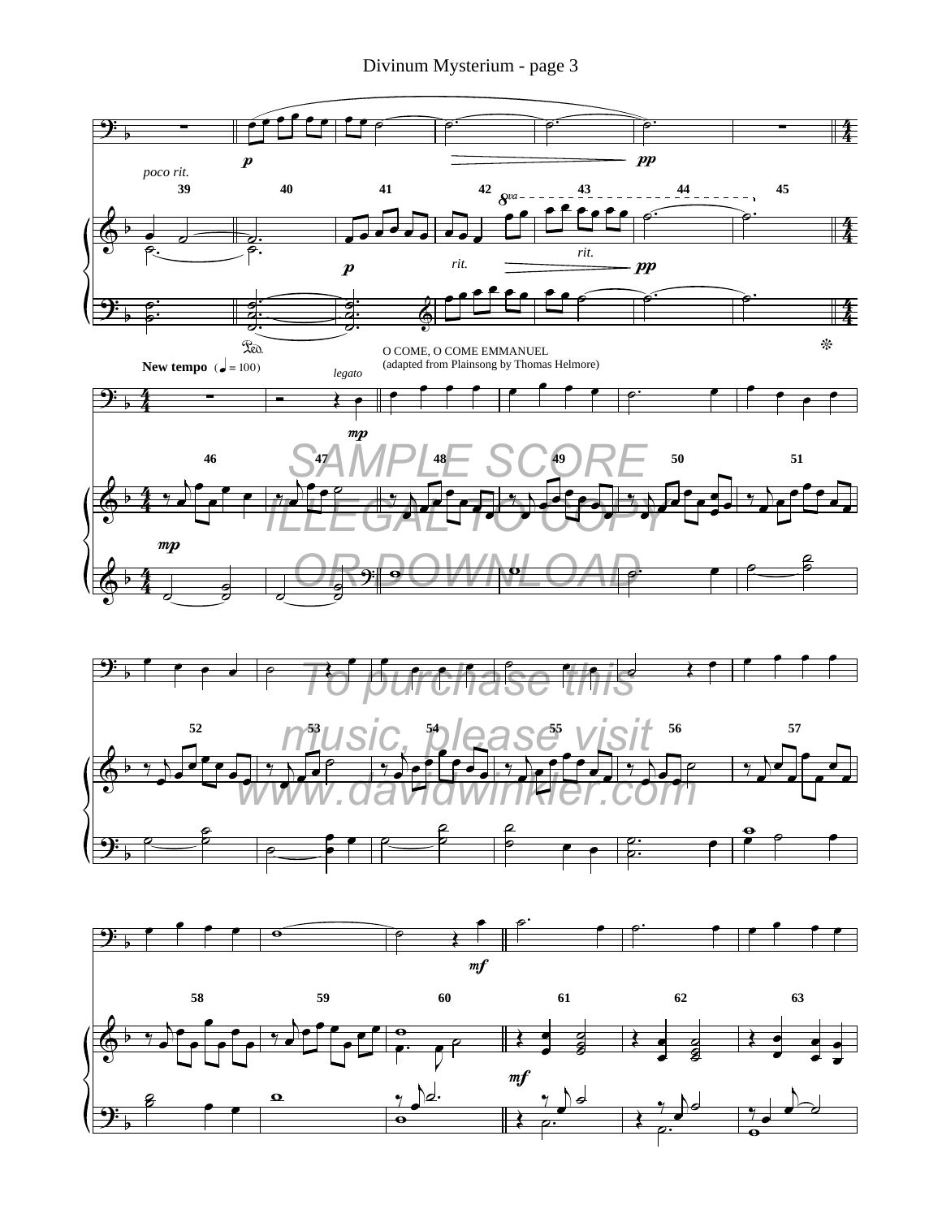Divinum Mysterium - page 3

*poco rit.*

**New tempo** (♩ = 100)

*legato*

O COME, O COME EMMANUEL
(adapted from Plainsong by Thomas Helmore)

SAMPLE SCORE
ILLEGAL TO COPY
OR DOWNLOAD

To purchase this
music, please visit
www.davidwinkler.com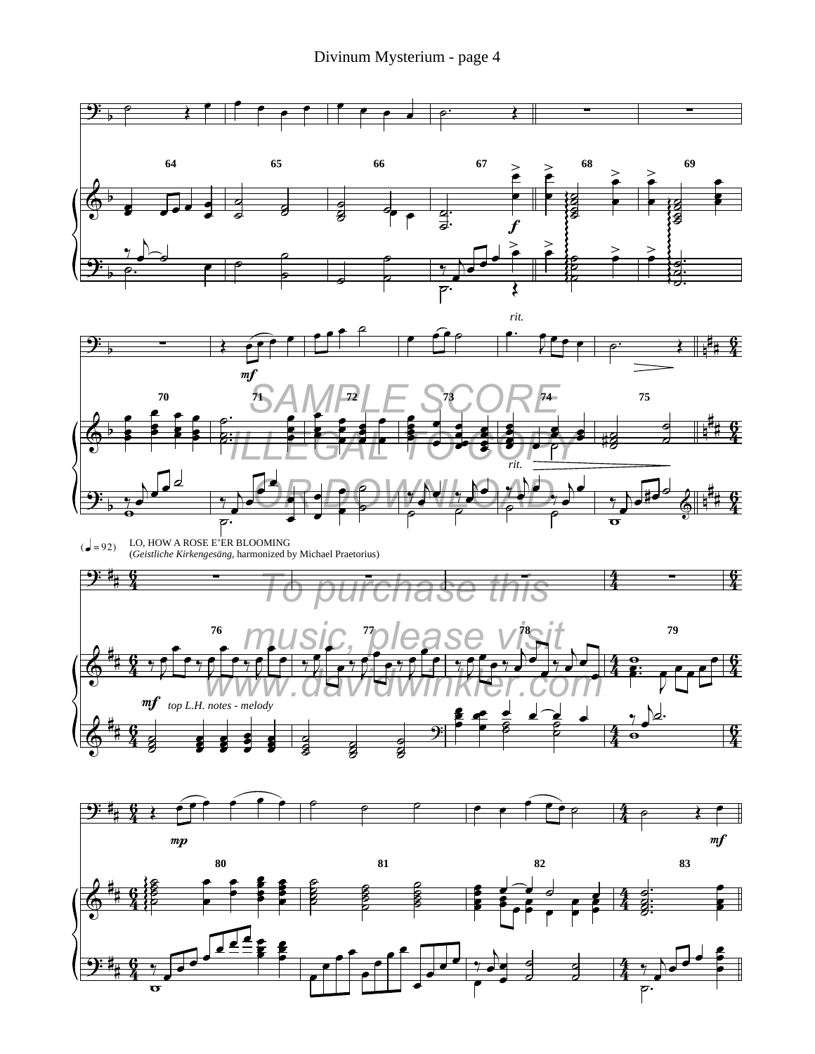(♩ = 92)

LO, HOW A ROSE E'ER BLOOMING
(*Geistliche Kirkengesäng*, harmonized by Michael Praetorius)

*top L.H. notes - melody*

SAMPLE SCORE
ILLEGAL TO COPY
OR DOWNLOAD

To purchase this music, please visit www.davidwinkler.com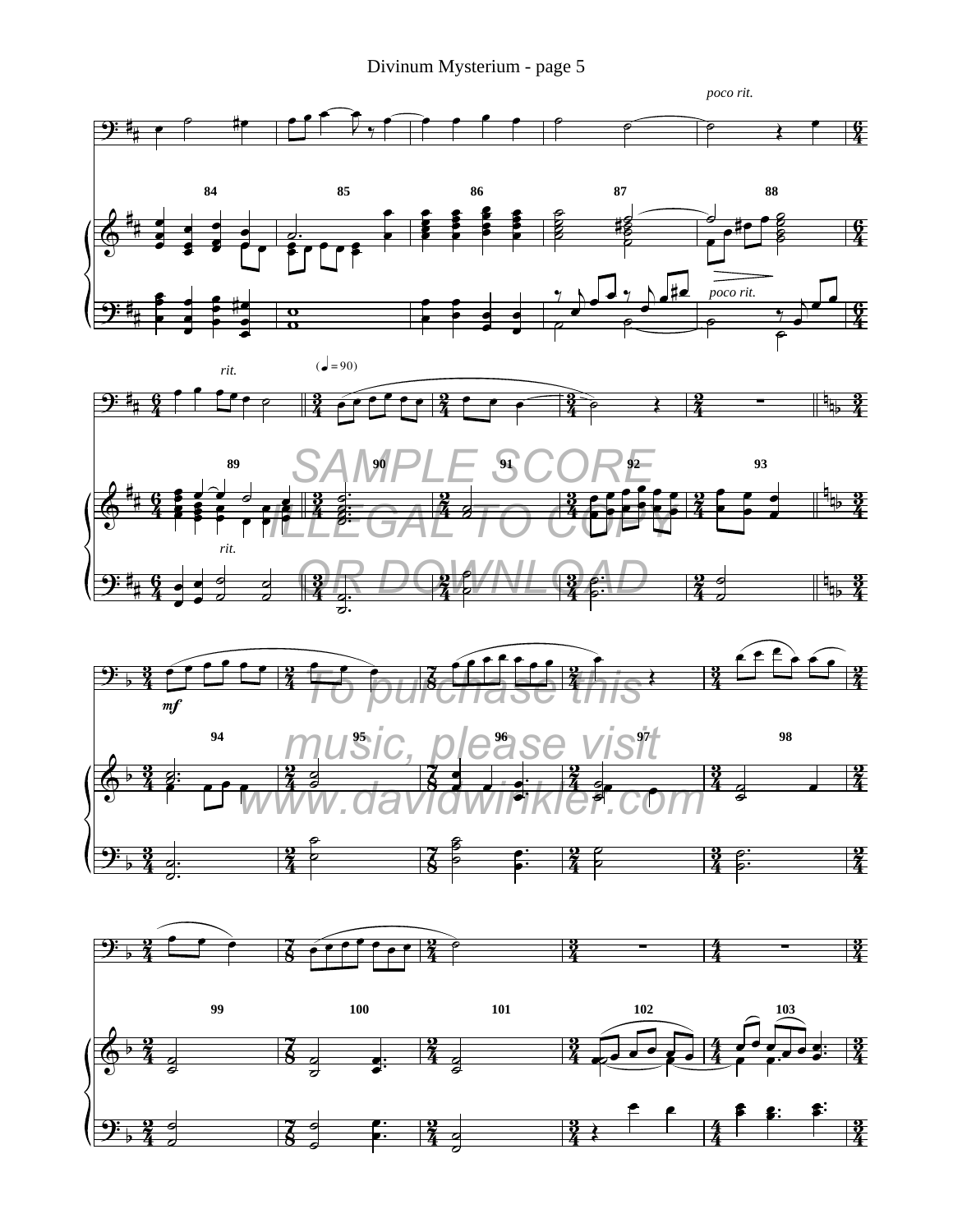Divinum Mysterium - page 5

SAMPLE SCORE
ILLEGAL TO COPY
OR DOWNLOAD

To purchase this
music, please visit
www.davidwinkler.com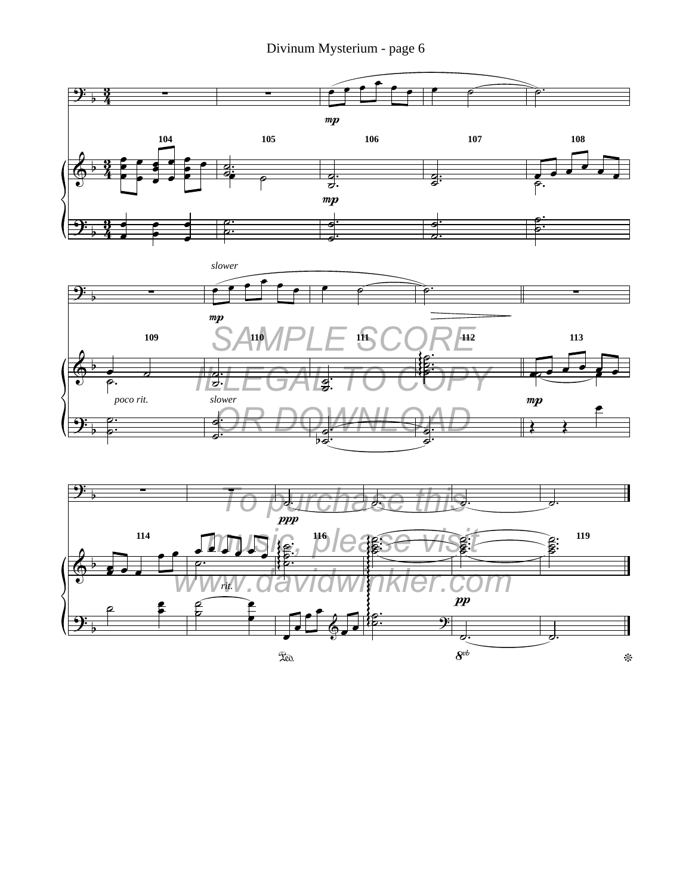SAMPLE SCORE ILLEGAL TO COPY OR DOWNLOAD

To purchase this music, please visit www.davidwinkler.com